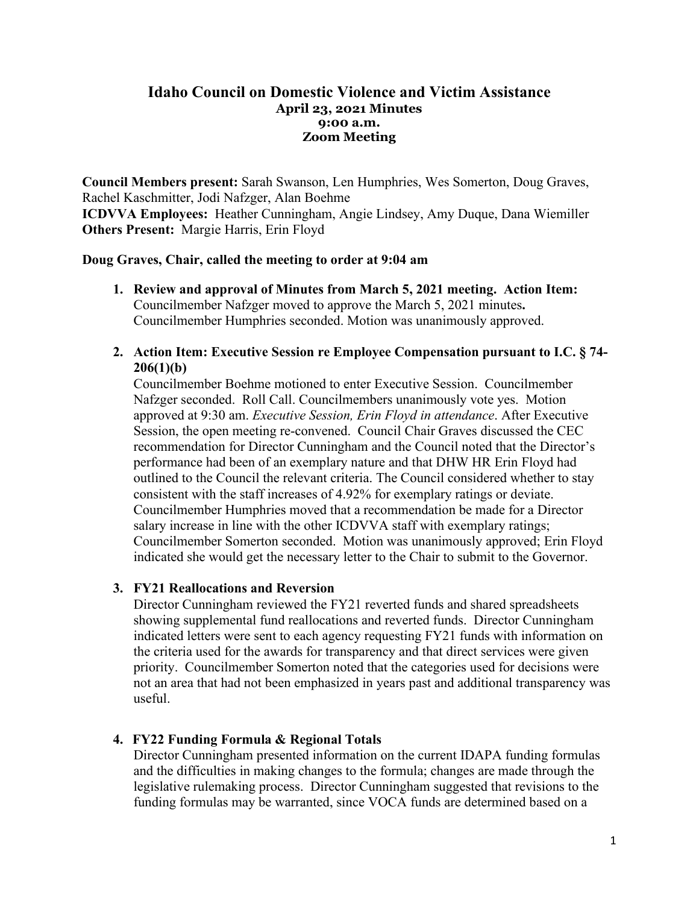# Idaho Council on Domestic Violence and Victim Assistance

**April 23, 2021 Minutes**
**9:00 a.m.**
**Zoom Meeting**

**Council Members present:** Sarah Swanson, Len Humphries, Wes Somerton, Doug Graves, Rachel Kaschmitter, Jodi Nafzger, Alan Boehme
**ICDVVA Employees:** Heather Cunningham, Angie Lindsey, Amy Duque, Dana Wiemiller
**Others Present:** Margie Harris, Erin Floyd

**Doug Graves, Chair, called the meeting to order at 9:04 am**

1. **Review and approval of Minutes from March 5, 2021 meeting. Action Item:** Councilmember Nafzger moved to approve the March 5, 2021 minutes**.** Councilmember Humphries seconded. Motion was unanimously approved.

2. **Action Item: Executive Session re Employee Compensation pursuant to I.C. § 74-206(1)(b)**
   Councilmember Boehme motioned to enter Executive Session. Councilmember Nafzger seconded. Roll Call. Councilmembers unanimously vote yes. Motion approved at 9:30 am. *Executive Session, Erin Floyd in attendance*. After Executive Session, the open meeting re-convened. Council Chair Graves discussed the CEC recommendation for Director Cunningham and the Council noted that the Director's performance had been of an exemplary nature and that DHW HR Erin Floyd had outlined to the Council the relevant criteria. The Council considered whether to stay consistent with the staff increases of 4.92% for exemplary ratings or deviate. Councilmember Humphries moved that a recommendation be made for a Director salary increase in line with the other ICDVVA staff with exemplary ratings; Councilmember Somerton seconded. Motion was unanimously approved; Erin Floyd indicated she would get the necessary letter to the Chair to submit to the Governor.

3. **FY21 Reallocations and Reversion**
   Director Cunningham reviewed the FY21 reverted funds and shared spreadsheets showing supplemental fund reallocations and reverted funds. Director Cunningham indicated letters were sent to each agency requesting FY21 funds with information on the criteria used for the awards for transparency and that direct services were given priority. Councilmember Somerton noted that the categories used for decisions were not an area that had not been emphasized in years past and additional transparency was useful.

4. **FY22 Funding Formula & Regional Totals**
   Director Cunningham presented information on the current IDAPA funding formulas and the difficulties in making changes to the formula; changes are made through the legislative rulemaking process. Director Cunningham suggested that revisions to the funding formulas may be warranted, since VOCA funds are determined based on a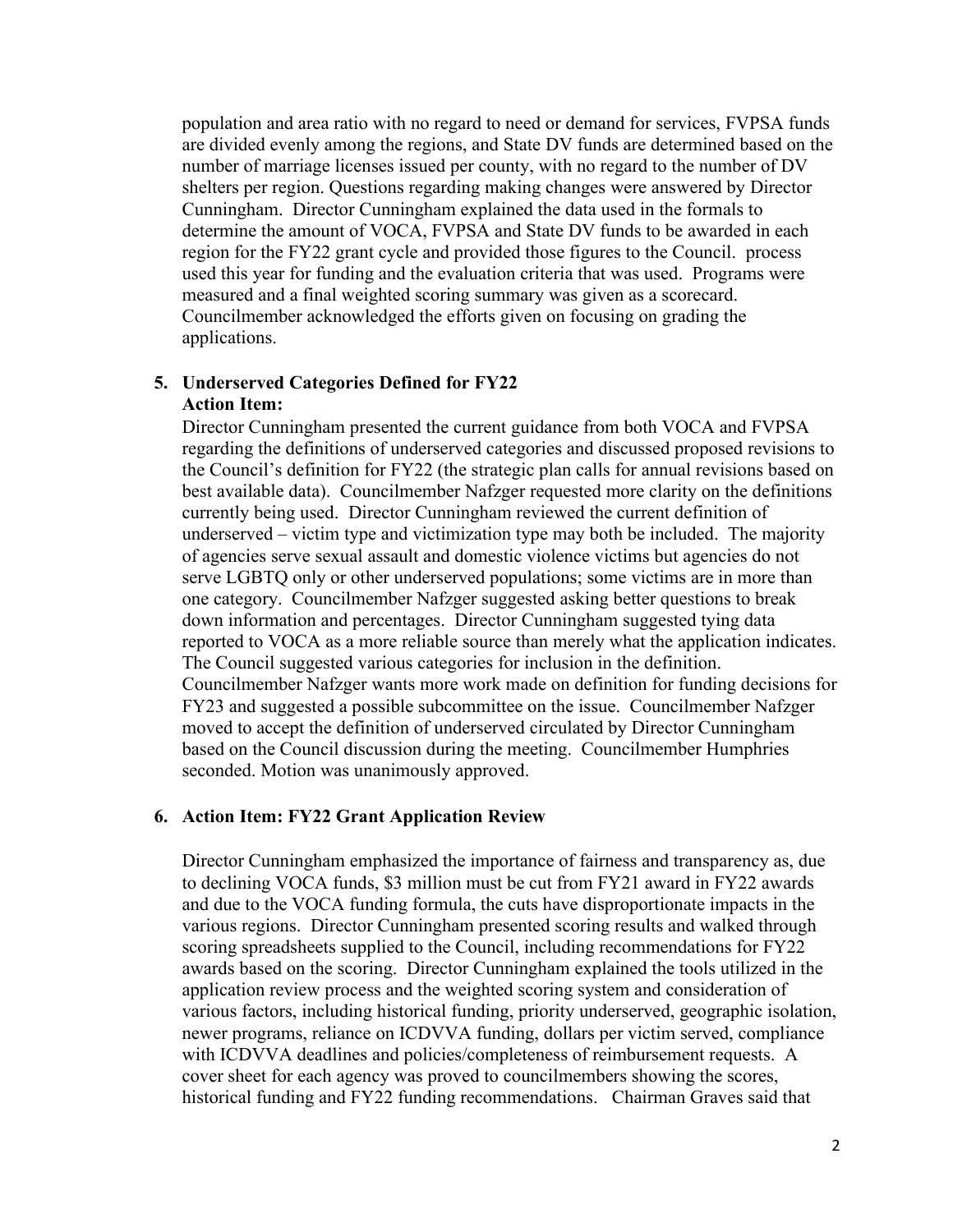population and area ratio with no regard to need or demand for services, FVPSA funds are divided evenly among the regions, and State DV funds are determined based on the number of marriage licenses issued per county, with no regard to the number of DV shelters per region. Questions regarding making changes were answered by Director Cunningham. Director Cunningham explained the data used in the formals to determine the amount of VOCA, FVPSA and State DV funds to be awarded in each region for the FY22 grant cycle and provided those figures to the Council. process used this year for funding and the evaluation criteria that was used. Programs were measured and a final weighted scoring summary was given as a scorecard. Councilmember acknowledged the efforts given on focusing on grading the applications.

5. **Underserved Categories Defined for FY22**
   **Action Item:**
   Director Cunningham presented the current guidance from both VOCA and FVPSA regarding the definitions of underserved categories and discussed proposed revisions to the Council's definition for FY22 (the strategic plan calls for annual revisions based on best available data). Councilmember Nafzger requested more clarity on the definitions currently being used. Director Cunningham reviewed the current definition of underserved – victim type and victimization type may both be included. The majority of agencies serve sexual assault and domestic violence victims but agencies do not serve LGBTQ only or other underserved populations; some victims are in more than one category. Councilmember Nafzger suggested asking better questions to break down information and percentages. Director Cunningham suggested tying data reported to VOCA as a more reliable source than merely what the application indicates. The Council suggested various categories for inclusion in the definition. Councilmember Nafzger wants more work made on definition for funding decisions for FY23 and suggested a possible subcommittee on the issue. Councilmember Nafzger moved to accept the definition of underserved circulated by Director Cunningham based on the Council discussion during the meeting. Councilmember Humphries seconded. Motion was unanimously approved.

6. **Action Item: FY22 Grant Application Review**

   Director Cunningham emphasized the importance of fairness and transparency as, due to declining VOCA funds, $3 million must be cut from FY21 award in FY22 awards and due to the VOCA funding formula, the cuts have disproportionate impacts in the various regions. Director Cunningham presented scoring results and walked through scoring spreadsheets supplied to the Council, including recommendations for FY22 awards based on the scoring. Director Cunningham explained the tools utilized in the application review process and the weighted scoring system and consideration of various factors, including historical funding, priority underserved, geographic isolation, newer programs, reliance on ICDVVA funding, dollars per victim served, compliance with ICDVVA deadlines and policies/completeness of reimbursement requests. A cover sheet for each agency was proved to councilmembers showing the scores, historical funding and FY22 funding recommendations. Chairman Graves said that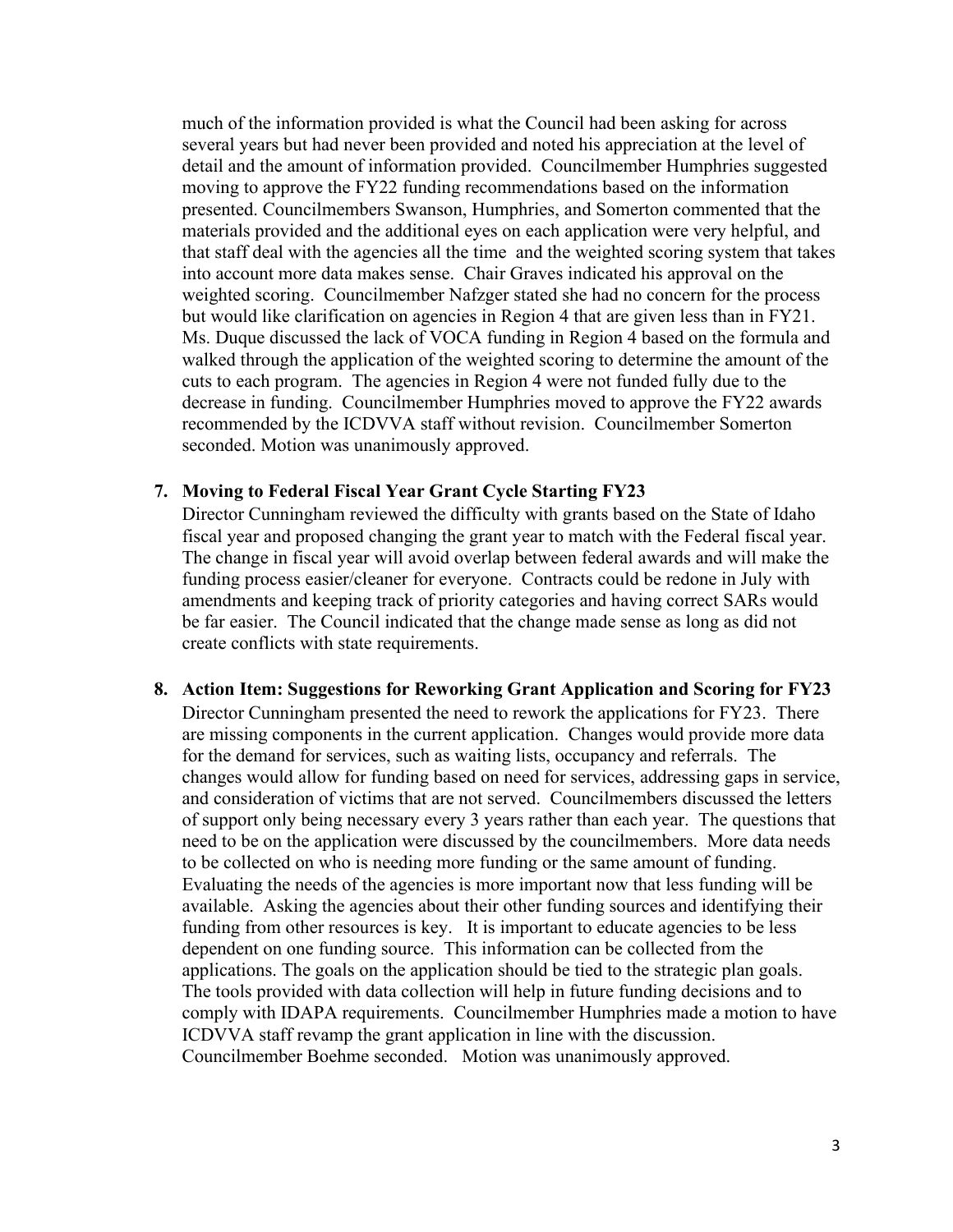much of the information provided is what the Council had been asking for across several years but had never been provided and noted his appreciation at the level of detail and the amount of information provided. Councilmember Humphries suggested moving to approve the FY22 funding recommendations based on the information presented. Councilmembers Swanson, Humphries, and Somerton commented that the materials provided and the additional eyes on each application were very helpful, and that staff deal with the agencies all the time and the weighted scoring system that takes into account more data makes sense. Chair Graves indicated his approval on the weighted scoring. Councilmember Nafzger stated she had no concern for the process but would like clarification on agencies in Region 4 that are given less than in FY21. Ms. Duque discussed the lack of VOCA funding in Region 4 based on the formula and walked through the application of the weighted scoring to determine the amount of the cuts to each program. The agencies in Region 4 were not funded fully due to the decrease in funding. Councilmember Humphries moved to approve the FY22 awards recommended by the ICDVVA staff without revision. Councilmember Somerton seconded. Motion was unanimously approved.

**7. Moving to Federal Fiscal Year Grant Cycle Starting FY23**

Director Cunningham reviewed the difficulty with grants based on the State of Idaho fiscal year and proposed changing the grant year to match with the Federal fiscal year. The change in fiscal year will avoid overlap between federal awards and will make the funding process easier/cleaner for everyone. Contracts could be redone in July with amendments and keeping track of priority categories and having correct SARs would be far easier. The Council indicated that the change made sense as long as did not create conflicts with state requirements.

**8. Action Item: Suggestions for Reworking Grant Application and Scoring for FY23**

Director Cunningham presented the need to rework the applications for FY23. There are missing components in the current application. Changes would provide more data for the demand for services, such as waiting lists, occupancy and referrals. The changes would allow for funding based on need for services, addressing gaps in service, and consideration of victims that are not served. Councilmembers discussed the letters of support only being necessary every 3 years rather than each year. The questions that need to be on the application were discussed by the councilmembers. More data needs to be collected on who is needing more funding or the same amount of funding. Evaluating the needs of the agencies is more important now that less funding will be available. Asking the agencies about their other funding sources and identifying their funding from other resources is key. It is important to educate agencies to be less dependent on one funding source. This information can be collected from the applications. The goals on the application should be tied to the strategic plan goals. The tools provided with data collection will help in future funding decisions and to comply with IDAPA requirements. Councilmember Humphries made a motion to have ICDVVA staff revamp the grant application in line with the discussion. Councilmember Boehme seconded. Motion was unanimously approved.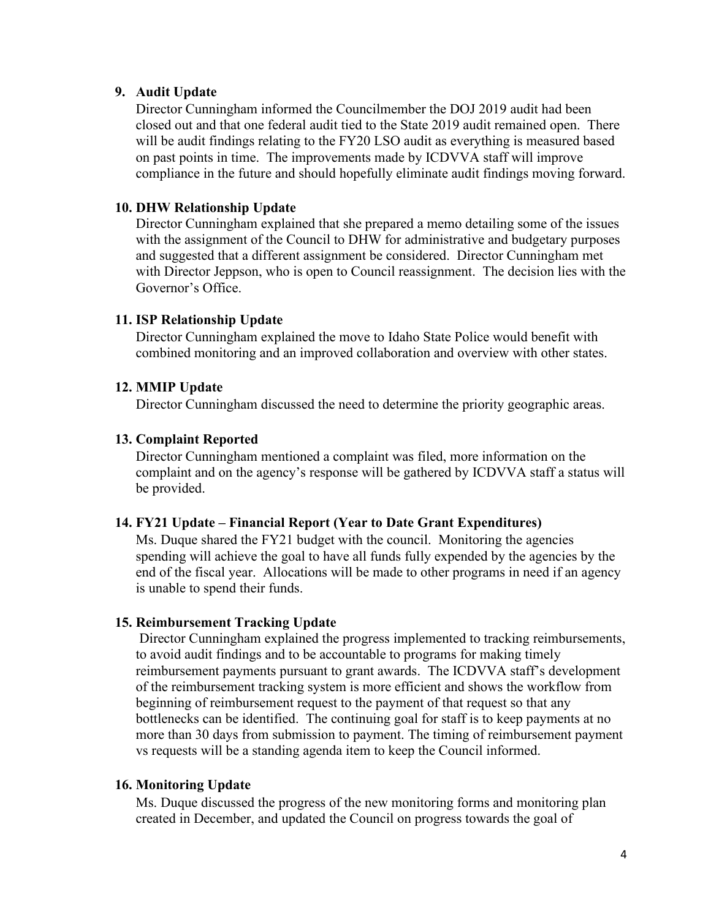9. **Audit Update**

   Director Cunningham informed the Councilmember the DOJ 2019 audit had been closed out and that one federal audit tied to the State 2019 audit remained open. There will be audit findings relating to the FY20 LSO audit as everything is measured based on past points in time. The improvements made by ICDVVA staff will improve compliance in the future and should hopefully eliminate audit findings moving forward.

10. **DHW Relationship Update**

    Director Cunningham explained that she prepared a memo detailing some of the issues with the assignment of the Council to DHW for administrative and budgetary purposes and suggested that a different assignment be considered. Director Cunningham met with Director Jeppson, who is open to Council reassignment. The decision lies with the Governor's Office.

11. **ISP Relationship Update**

    Director Cunningham explained the move to Idaho State Police would benefit with combined monitoring and an improved collaboration and overview with other states.

12. **MMIP Update**

    Director Cunningham discussed the need to determine the priority geographic areas.

13. **Complaint Reported**

    Director Cunningham mentioned a complaint was filed, more information on the complaint and on the agency's response will be gathered by ICDVVA staff a status will be provided.

14. **FY21 Update – Financial Report (Year to Date Grant Expenditures)**

    Ms. Duque shared the FY21 budget with the council. Monitoring the agencies spending will achieve the goal to have all funds fully expended by the agencies by the end of the fiscal year. Allocations will be made to other programs in need if an agency is unable to spend their funds.

15. **Reimbursement Tracking Update**

    Director Cunningham explained the progress implemented to tracking reimbursements, to avoid audit findings and to be accountable to programs for making timely reimbursement payments pursuant to grant awards. The ICDVVA staff's development of the reimbursement tracking system is more efficient and shows the workflow from beginning of reimbursement request to the payment of that request so that any bottlenecks can be identified. The continuing goal for staff is to keep payments at no more than 30 days from submission to payment. The timing of reimbursement payment vs requests will be a standing agenda item to keep the Council informed.

16. **Monitoring Update**

    Ms. Duque discussed the progress of the new monitoring forms and monitoring plan created in December, and updated the Council on progress towards the goal of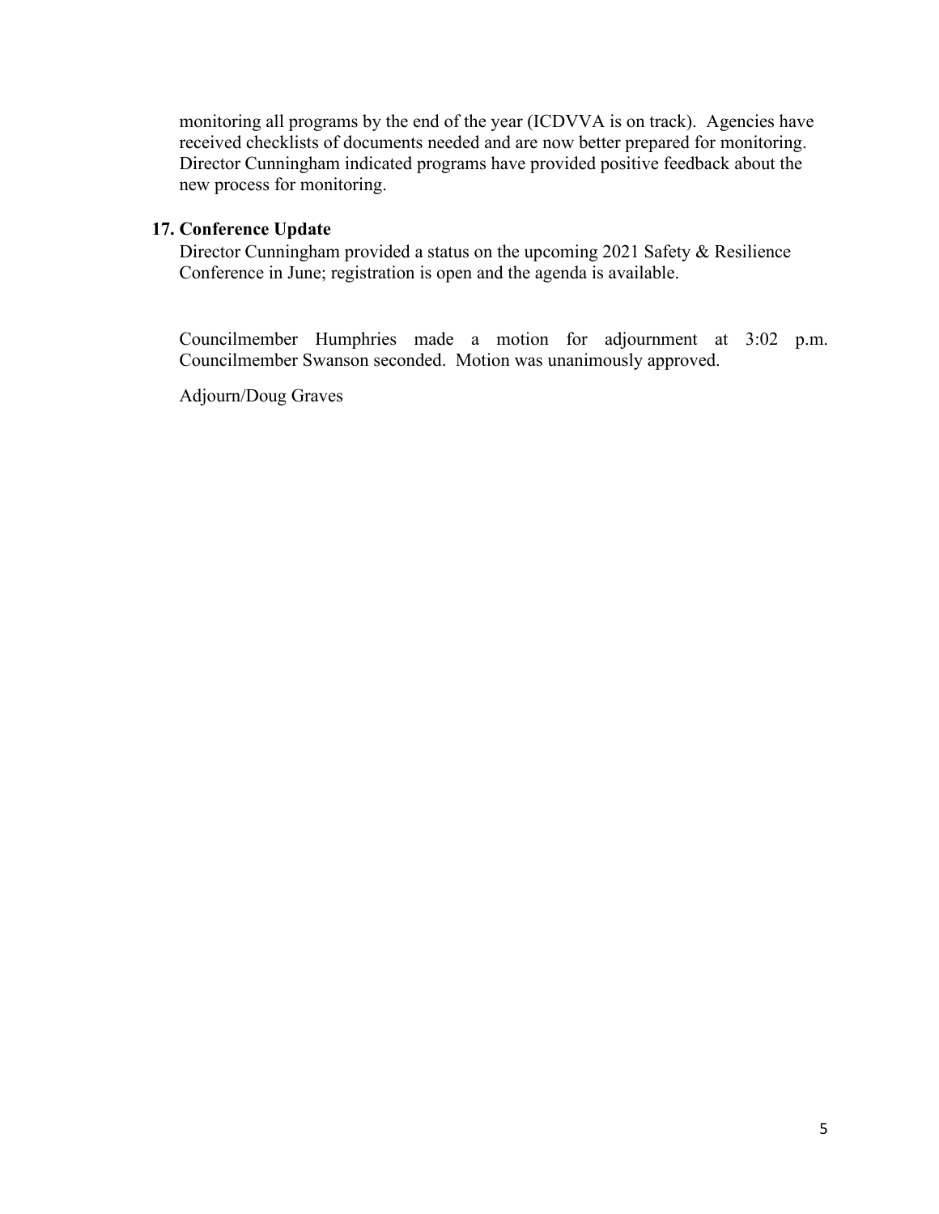monitoring all programs by the end of the year (ICDVVA is on track). Agencies have received checklists of documents needed and are now better prepared for monitoring. Director Cunningham indicated programs have provided positive feedback about the new process for monitoring.

**17. Conference Update**

Director Cunningham provided a status on the upcoming 2021 Safety & Resilience Conference in June; registration is open and the agenda is available.

Councilmember Humphries made a motion for adjournment at 3:02 p.m. Councilmember Swanson seconded. Motion was unanimously approved.

Adjourn/Doug Graves